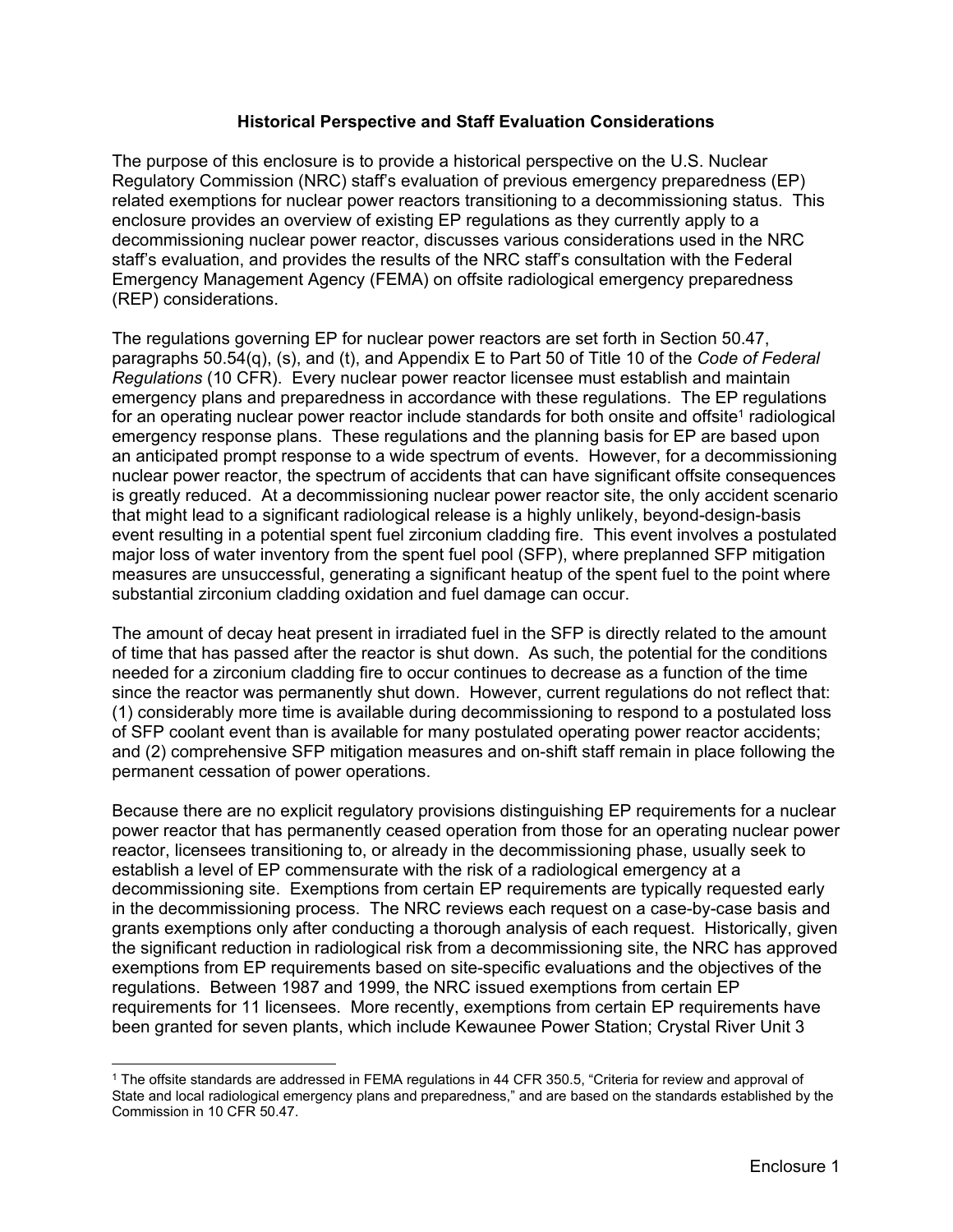## Historical Perspective and Staff Evaluation Considerations

The purpose of this enclosure is to provide a historical perspective on the U.S. Nuclear Regulatory Commission (NRC) staff's evaluation of previous emergency preparedness (EP) related exemptions for nuclear power reactors transitioning to a decommissioning status. This enclosure provides an overview of existing EP regulations as they currently apply to a decommissioning nuclear power reactor, discusses various considerations used in the NRC staff's evaluation, and provides the results of the NRC staff's consultation with the Federal Emergency Management Agency (FEMA) on offsite radiological emergency preparedness (REP) considerations.

The regulations governing EP for nuclear power reactors are set forth in Section 50.47, paragraphs 50.54(q), (s), and (t), and Appendix E to Part 50 of Title 10 of the *Code of Federal Regulations* (10 CFR). Every nuclear power reactor licensee must establish and maintain emergency plans and preparedness in accordance with these regulations. The EP regulations for an operating nuclear power reactor include standards for both onsite and offsite[1] radiological emergency response plans. These regulations and the planning basis for EP are based upon an anticipated prompt response to a wide spectrum of events. However, for a decommissioning nuclear power reactor, the spectrum of accidents that can have significant offsite consequences is greatly reduced. At a decommissioning nuclear power reactor site, the only accident scenario that might lead to a significant radiological release is a highly unlikely, beyond-design-basis event resulting in a potential spent fuel zirconium cladding fire. This event involves a postulated major loss of water inventory from the spent fuel pool (SFP), where preplanned SFP mitigation measures are unsuccessful, generating a significant heatup of the spent fuel to the point where substantial zirconium cladding oxidation and fuel damage can occur.

The amount of decay heat present in irradiated fuel in the SFP is directly related to the amount of time that has passed after the reactor is shut down. As such, the potential for the conditions needed for a zirconium cladding fire to occur continues to decrease as a function of the time since the reactor was permanently shut down. However, current regulations do not reflect that: (1) considerably more time is available during decommissioning to respond to a postulated loss of SFP coolant event than is available for many postulated operating power reactor accidents; and (2) comprehensive SFP mitigation measures and on-shift staff remain in place following the permanent cessation of power operations.

Because there are no explicit regulatory provisions distinguishing EP requirements for a nuclear power reactor that has permanently ceased operation from those for an operating nuclear power reactor, licensees transitioning to, or already in the decommissioning phase, usually seek to establish a level of EP commensurate with the risk of a radiological emergency at a decommissioning site. Exemptions from certain EP requirements are typically requested early in the decommissioning process. The NRC reviews each request on a case-by-case basis and grants exemptions only after conducting a thorough analysis of each request. Historically, given the significant reduction in radiological risk from a decommissioning site, the NRC has approved exemptions from EP requirements based on site-specific evaluations and the objectives of the regulations. Between 1987 and 1999, the NRC issued exemptions from certain EP requirements for 11 licensees. More recently, exemptions from certain EP requirements have been granted for seven plants, which include Kewaunee Power Station; Crystal River Unit 3

---

[1] The offsite standards are addressed in FEMA regulations in 44 CFR 350.5, "Criteria for review and approval of State and local radiological emergency plans and preparedness," and are based on the standards established by the Commission in 10 CFR 50.47.

Enclosure 1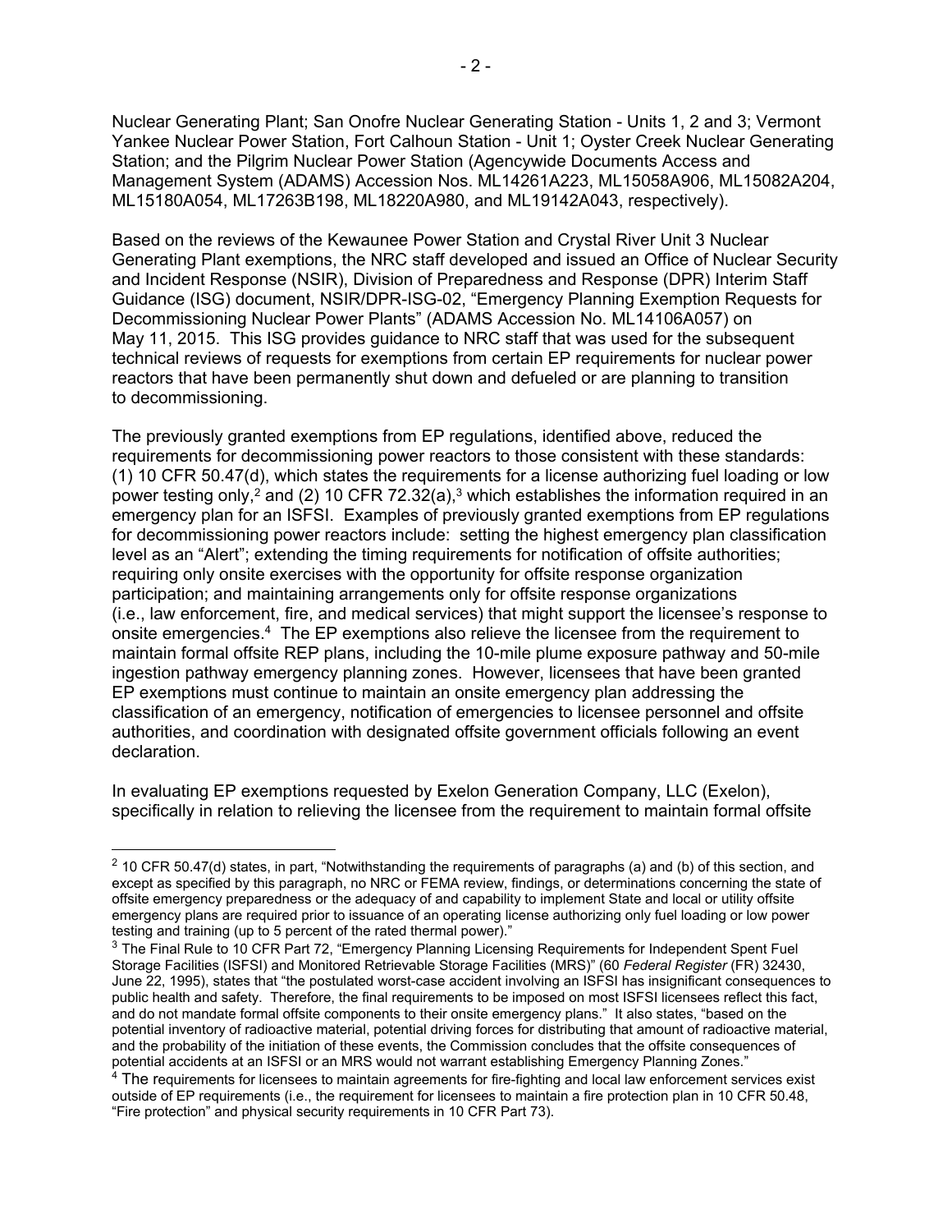Nuclear Generating Plant; San Onofre Nuclear Generating Station - Units 1, 2 and 3; Vermont Yankee Nuclear Power Station, Fort Calhoun Station - Unit 1; Oyster Creek Nuclear Generating Station; and the Pilgrim Nuclear Power Station (Agencywide Documents Access and Management System (ADAMS) Accession Nos. ML14261A223, ML15058A906, ML15082A204, ML15180A054, ML17263B198, ML18220A980, and ML19142A043, respectively).

Based on the reviews of the Kewaunee Power Station and Crystal River Unit 3 Nuclear Generating Plant exemptions, the NRC staff developed and issued an Office of Nuclear Security and Incident Response (NSIR), Division of Preparedness and Response (DPR) Interim Staff Guidance (ISG) document, NSIR/DPR-ISG-02, "Emergency Planning Exemption Requests for Decommissioning Nuclear Power Plants" (ADAMS Accession No. ML14106A057) on May 11, 2015. This ISG provides guidance to NRC staff that was used for the subsequent technical reviews of requests for exemptions from certain EP requirements for nuclear power reactors that have been permanently shut down and defueled or are planning to transition to decommissioning.

The previously granted exemptions from EP regulations, identified above, reduced the requirements for decommissioning power reactors to those consistent with these standards: (1) 10 CFR 50.47(d), which states the requirements for a license authorizing fuel loading or low power testing only,[2] and (2) 10 CFR 72.32(a),[3] which establishes the information required in an emergency plan for an ISFSI. Examples of previously granted exemptions from EP regulations for decommissioning power reactors include: setting the highest emergency plan classification level as an "Alert"; extending the timing requirements for notification of offsite authorities; requiring only onsite exercises with the opportunity for offsite response organization participation; and maintaining arrangements only for offsite response organizations (i.e., law enforcement, fire, and medical services) that might support the licensee's response to onsite emergencies.[4] The EP exemptions also relieve the licensee from the requirement to maintain formal offsite REP plans, including the 10-mile plume exposure pathway and 50-mile ingestion pathway emergency planning zones. However, licensees that have been granted EP exemptions must continue to maintain an onsite emergency plan addressing the classification of an emergency, notification of emergencies to licensee personnel and offsite authorities, and coordination with designated offsite government officials following an event declaration.

In evaluating EP exemptions requested by Exelon Generation Company, LLC (Exelon), specifically in relation to relieving the licensee from the requirement to maintain formal offsite

---

[2] 10 CFR 50.47(d) states, in part, "Notwithstanding the requirements of paragraphs (a) and (b) of this section, and except as specified by this paragraph, no NRC or FEMA review, findings, or determinations concerning the state of offsite emergency preparedness or the adequacy of and capability to implement State and local or utility offsite emergency plans are required prior to issuance of an operating license authorizing only fuel loading or low power testing and training (up to 5 percent of the rated thermal power)."

[3] The Final Rule to 10 CFR Part 72, "Emergency Planning Licensing Requirements for Independent Spent Fuel Storage Facilities (ISFSI) and Monitored Retrievable Storage Facilities (MRS)" (60 *Federal Register* (FR) 32430, June 22, 1995), states that "the postulated worst-case accident involving an ISFSI has insignificant consequences to public health and safety. Therefore, the final requirements to be imposed on most ISFSI licensees reflect this fact, and do not mandate formal offsite components to their onsite emergency plans." It also states, "based on the potential inventory of radioactive material, potential driving forces for distributing that amount of radioactive material, and the probability of the initiation of these events, the Commission concludes that the offsite consequences of potential accidents at an ISFSI or an MRS would not warrant establishing Emergency Planning Zones."

[4] The requirements for licensees to maintain agreements for fire-fighting and local law enforcement services exist outside of EP requirements (i.e., the requirement for licensees to maintain a fire protection plan in 10 CFR 50.48, "Fire protection" and physical security requirements in 10 CFR Part 73).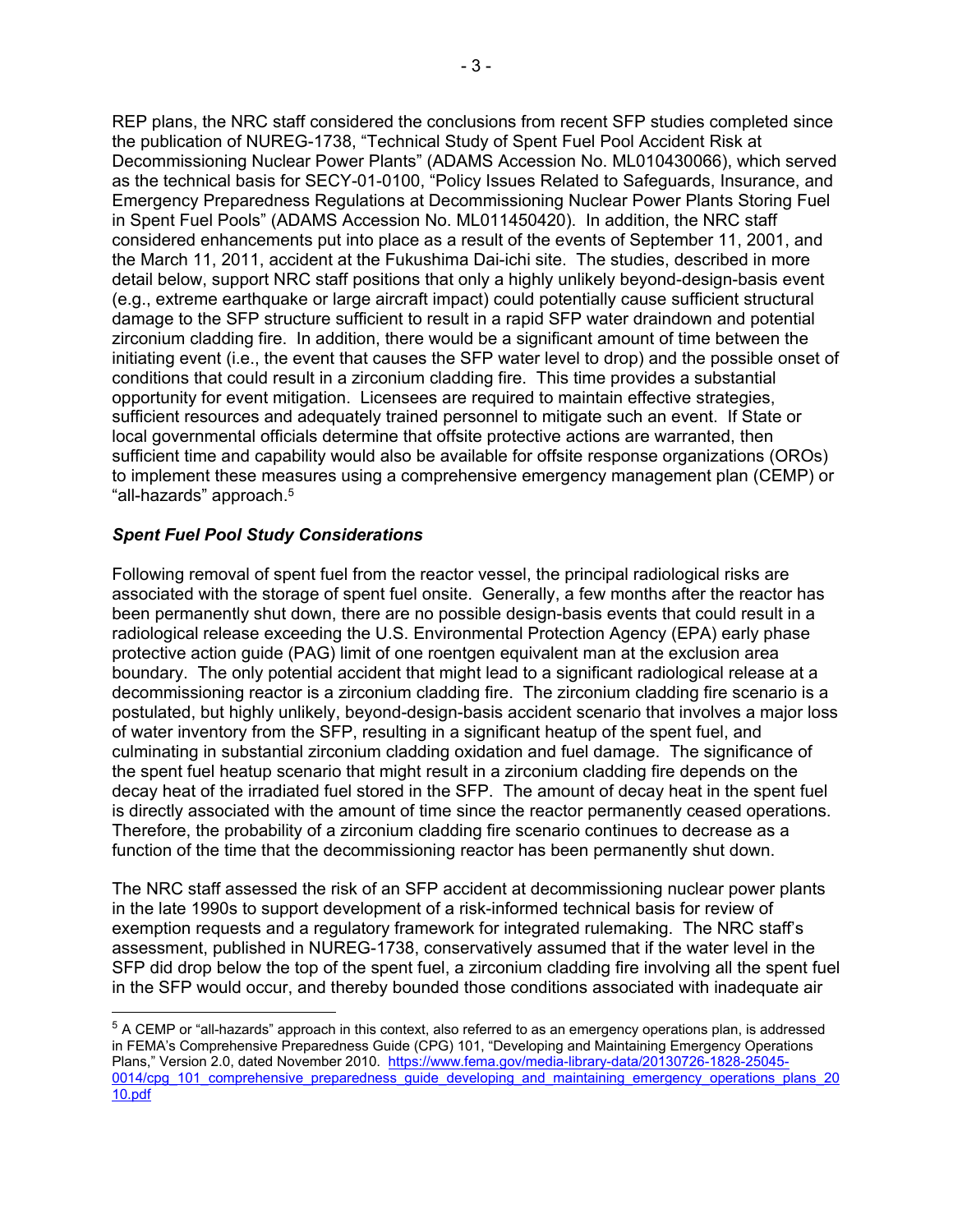REP plans, the NRC staff considered the conclusions from recent SFP studies completed since the publication of NUREG-1738, "Technical Study of Spent Fuel Pool Accident Risk at Decommissioning Nuclear Power Plants" (ADAMS Accession No. ML010430066), which served as the technical basis for SECY-01-0100, "Policy Issues Related to Safeguards, Insurance, and Emergency Preparedness Regulations at Decommissioning Nuclear Power Plants Storing Fuel in Spent Fuel Pools" (ADAMS Accession No. ML011450420). In addition, the NRC staff considered enhancements put into place as a result of the events of September 11, 2001, and the March 11, 2011, accident at the Fukushima Dai-ichi site. The studies, described in more detail below, support NRC staff positions that only a highly unlikely beyond-design-basis event (e.g., extreme earthquake or large aircraft impact) could potentially cause sufficient structural damage to the SFP structure sufficient to result in a rapid SFP water draindown and potential zirconium cladding fire. In addition, there would be a significant amount of time between the initiating event (i.e., the event that causes the SFP water level to drop) and the possible onset of conditions that could result in a zirconium cladding fire. This time provides a substantial opportunity for event mitigation. Licensees are required to maintain effective strategies, sufficient resources and adequately trained personnel to mitigate such an event. If State or local governmental officials determine that offsite protective actions are warranted, then sufficient time and capability would also be available for offsite response organizations (OROs) to implement these measures using a comprehensive emergency management plan (CEMP) or "all-hazards" approach.[5]

### *Spent Fuel Pool Study Considerations*

Following removal of spent fuel from the reactor vessel, the principal radiological risks are associated with the storage of spent fuel onsite. Generally, a few months after the reactor has been permanently shut down, there are no possible design-basis events that could result in a radiological release exceeding the U.S. Environmental Protection Agency (EPA) early phase protective action guide (PAG) limit of one roentgen equivalent man at the exclusion area boundary. The only potential accident that might lead to a significant radiological release at a decommissioning reactor is a zirconium cladding fire. The zirconium cladding fire scenario is a postulated, but highly unlikely, beyond-design-basis accident scenario that involves a major loss of water inventory from the SFP, resulting in a significant heatup of the spent fuel, and culminating in substantial zirconium cladding oxidation and fuel damage. The significance of the spent fuel heatup scenario that might result in a zirconium cladding fire depends on the decay heat of the irradiated fuel stored in the SFP. The amount of decay heat in the spent fuel is directly associated with the amount of time since the reactor permanently ceased operations. Therefore, the probability of a zirconium cladding fire scenario continues to decrease as a function of the time that the decommissioning reactor has been permanently shut down.

The NRC staff assessed the risk of an SFP accident at decommissioning nuclear power plants in the late 1990s to support development of a risk-informed technical basis for review of exemption requests and a regulatory framework for integrated rulemaking. The NRC staff's assessment, published in NUREG-1738, conservatively assumed that if the water level in the SFP did drop below the top of the spent fuel, a zirconium cladding fire involving all the spent fuel in the SFP would occur, and thereby bounded those conditions associated with inadequate air

---

[5] A CEMP or "all-hazards" approach in this context, also referred to as an emergency operations plan, is addressed in FEMA's Comprehensive Preparedness Guide (CPG) 101, "Developing and Maintaining Emergency Operations Plans," Version 2.0, dated November 2010. https://www.fema.gov/media-library-data/20130726-1828-25045-0014/cpg_101_comprehensive_preparedness_guide_developing_and_maintaining_emergency_operations_plans_2010.pdf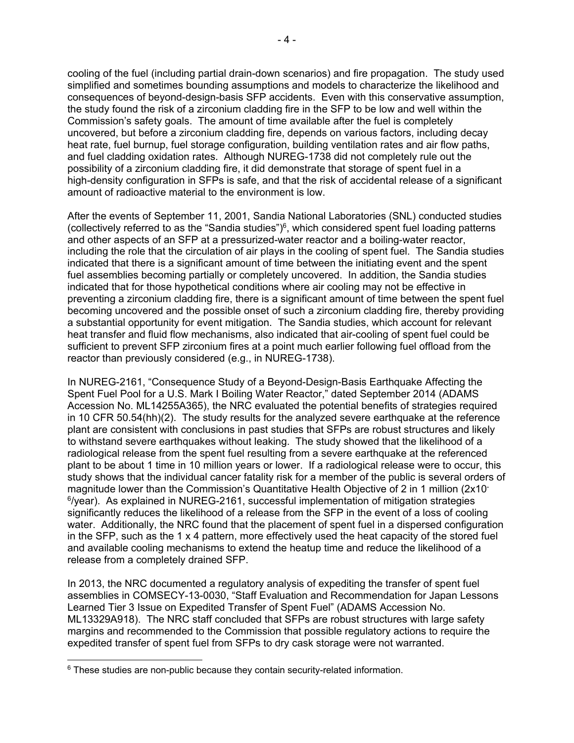cooling of the fuel (including partial drain-down scenarios) and fire propagation. The study used simplified and sometimes bounding assumptions and models to characterize the likelihood and consequences of beyond-design-basis SFP accidents. Even with this conservative assumption, the study found the risk of a zirconium cladding fire in the SFP to be low and well within the Commission's safety goals. The amount of time available after the fuel is completely uncovered, but before a zirconium cladding fire, depends on various factors, including decay heat rate, fuel burnup, fuel storage configuration, building ventilation rates and air flow paths, and fuel cladding oxidation rates. Although NUREG-1738 did not completely rule out the possibility of a zirconium cladding fire, it did demonstrate that storage of spent fuel in a high-density configuration in SFPs is safe, and that the risk of accidental release of a significant amount of radioactive material to the environment is low.

After the events of September 11, 2001, Sandia National Laboratories (SNL) conducted studies (collectively referred to as the "Sandia studies")[6], which considered spent fuel loading patterns and other aspects of an SFP at a pressurized-water reactor and a boiling-water reactor, including the role that the circulation of air plays in the cooling of spent fuel. The Sandia studies indicated that there is a significant amount of time between the initiating event and the spent fuel assemblies becoming partially or completely uncovered. In addition, the Sandia studies indicated that for those hypothetical conditions where air cooling may not be effective in preventing a zirconium cladding fire, there is a significant amount of time between the spent fuel becoming uncovered and the possible onset of such a zirconium cladding fire, thereby providing a substantial opportunity for event mitigation. The Sandia studies, which account for relevant heat transfer and fluid flow mechanisms, also indicated that air-cooling of spent fuel could be sufficient to prevent SFP zirconium fires at a point much earlier following fuel offload from the reactor than previously considered (e.g., in NUREG-1738).

In NUREG-2161, "Consequence Study of a Beyond-Design-Basis Earthquake Affecting the Spent Fuel Pool for a U.S. Mark I Boiling Water Reactor," dated September 2014 (ADAMS Accession No. ML14255A365), the NRC evaluated the potential benefits of strategies required in 10 CFR 50.54(hh)(2). The study results for the analyzed severe earthquake at the reference plant are consistent with conclusions in past studies that SFPs are robust structures and likely to withstand severe earthquakes without leaking. The study showed that the likelihood of a radiological release from the spent fuel resulting from a severe earthquake at the referenced plant to be about 1 time in 10 million years or lower. If a radiological release were to occur, this study shows that the individual cancer fatality risk for a member of the public is several orders of magnitude lower than the Commission's Quantitative Health Objective of 2 in 1 million ($2 \times 10^{-6}$/year). As explained in NUREG-2161, successful implementation of mitigation strategies significantly reduces the likelihood of a release from the SFP in the event of a loss of cooling water. Additionally, the NRC found that the placement of spent fuel in a dispersed configuration in the SFP, such as the 1 x 4 pattern, more effectively used the heat capacity of the stored fuel and available cooling mechanisms to extend the heatup time and reduce the likelihood of a release from a completely drained SFP.

In 2013, the NRC documented a regulatory analysis of expediting the transfer of spent fuel assemblies in COMSECY-13-0030, "Staff Evaluation and Recommendation for Japan Lessons Learned Tier 3 Issue on Expedited Transfer of Spent Fuel" (ADAMS Accession No. ML13329A918). The NRC staff concluded that SFPs are robust structures with large safety margins and recommended to the Commission that possible regulatory actions to require the expedited transfer of spent fuel from SFPs to dry cask storage were not warranted.

[6] These studies are non-public because they contain security-related information.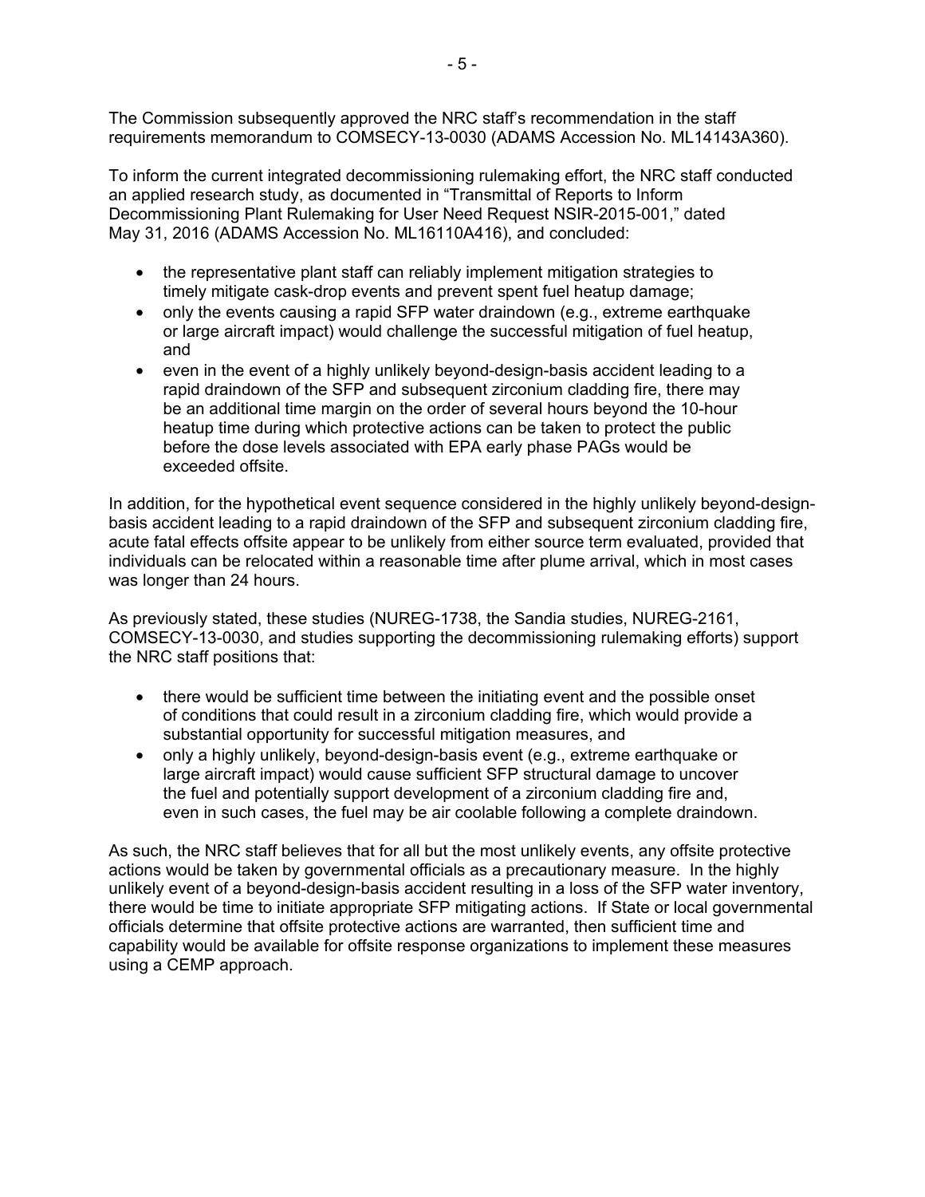The Commission subsequently approved the NRC staff's recommendation in the staff requirements memorandum to COMSECY-13-0030 (ADAMS Accession No. ML14143A360).

To inform the current integrated decommissioning rulemaking effort, the NRC staff conducted an applied research study, as documented in "Transmittal of Reports to Inform Decommissioning Plant Rulemaking for User Need Request NSIR-2015-001," dated May 31, 2016 (ADAMS Accession No. ML16110A416), and concluded:

- the representative plant staff can reliably implement mitigation strategies to timely mitigate cask-drop events and prevent spent fuel heatup damage;
- only the events causing a rapid SFP water draindown (e.g., extreme earthquake or large aircraft impact) would challenge the successful mitigation of fuel heatup, and
- even in the event of a highly unlikely beyond-design-basis accident leading to a rapid draindown of the SFP and subsequent zirconium cladding fire, there may be an additional time margin on the order of several hours beyond the 10-hour heatup time during which protective actions can be taken to protect the public before the dose levels associated with EPA early phase PAGs would be exceeded offsite.

In addition, for the hypothetical event sequence considered in the highly unlikely beyond-design-basis accident leading to a rapid draindown of the SFP and subsequent zirconium cladding fire, acute fatal effects offsite appear to be unlikely from either source term evaluated, provided that individuals can be relocated within a reasonable time after plume arrival, which in most cases was longer than 24 hours.

As previously stated, these studies (NUREG-1738, the Sandia studies, NUREG-2161, COMSECY-13-0030, and studies supporting the decommissioning rulemaking efforts) support the NRC staff positions that:

- there would be sufficient time between the initiating event and the possible onset of conditions that could result in a zirconium cladding fire, which would provide a substantial opportunity for successful mitigation measures, and
- only a highly unlikely, beyond-design-basis event (e.g., extreme earthquake or large aircraft impact) would cause sufficient SFP structural damage to uncover the fuel and potentially support development of a zirconium cladding fire and, even in such cases, the fuel may be air coolable following a complete draindown.

As such, the NRC staff believes that for all but the most unlikely events, any offsite protective actions would be taken by governmental officials as a precautionary measure. In the highly unlikely event of a beyond-design-basis accident resulting in a loss of the SFP water inventory, there would be time to initiate appropriate SFP mitigating actions. If State or local governmental officials determine that offsite protective actions are warranted, then sufficient time and capability would be available for offsite response organizations to implement these measures using a CEMP approach.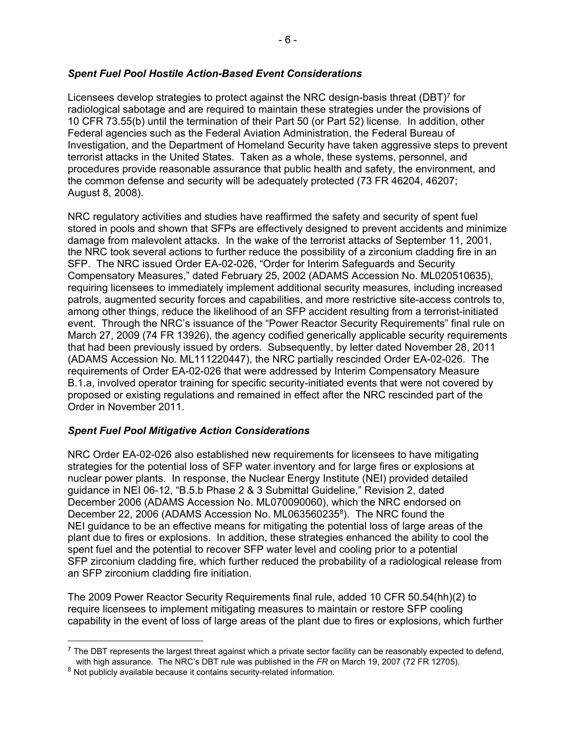***Spent Fuel Pool Hostile Action-Based Event Considerations***

Licensees develop strategies to protect against the NRC design-basis threat (DBT)[7] for radiological sabotage and are required to maintain these strategies under the provisions of 10 CFR 73.55(b) until the termination of their Part 50 (or Part 52) license. In addition, other Federal agencies such as the Federal Aviation Administration, the Federal Bureau of Investigation, and the Department of Homeland Security have taken aggressive steps to prevent terrorist attacks in the United States. Taken as a whole, these systems, personnel, and procedures provide reasonable assurance that public health and safety, the environment, and the common defense and security will be adequately protected (73 FR 46204, 46207; August 8, 2008).

NRC regulatory activities and studies have reaffirmed the safety and security of spent fuel stored in pools and shown that SFPs are effectively designed to prevent accidents and minimize damage from malevolent attacks. In the wake of the terrorist attacks of September 11, 2001, the NRC took several actions to further reduce the possibility of a zirconium cladding fire in an SFP. The NRC issued Order EA-02-026, "Order for Interim Safeguards and Security Compensatory Measures," dated February 25, 2002 (ADAMS Accession No. ML020510635), requiring licensees to immediately implement additional security measures, including increased patrols, augmented security forces and capabilities, and more restrictive site-access controls to, among other things, reduce the likelihood of an SFP accident resulting from a terrorist-initiated event. Through the NRC's issuance of the "Power Reactor Security Requirements" final rule on March 27, 2009 (74 FR 13926), the agency codified generically applicable security requirements that had been previously issued by orders. Subsequently, by letter dated November 28, 2011 (ADAMS Accession No. ML111220447), the NRC partially rescinded Order EA-02-026. The requirements of Order EA-02-026 that were addressed by Interim Compensatory Measure B.1.a, involved operator training for specific security-initiated events that were not covered by proposed or existing regulations and remained in effect after the NRC rescinded part of the Order in November 2011.

***Spent Fuel Pool Mitigative Action Considerations***

NRC Order EA-02-026 also established new requirements for licensees to have mitigating strategies for the potential loss of SFP water inventory and for large fires or explosions at nuclear power plants. In response, the Nuclear Energy Institute (NEI) provided detailed guidance in NEI 06-12, "B.5.b Phase 2 & 3 Submittal Guideline," Revision 2, dated December 2006 (ADAMS Accession No. ML070090060), which the NRC endorsed on December 22, 2006 (ADAMS Accession No. ML063560235[8]). The NRC found the NEI guidance to be an effective means for mitigating the potential loss of large areas of the plant due to fires or explosions. In addition, these strategies enhanced the ability to cool the spent fuel and the potential to recover SFP water level and cooling prior to a potential SFP zirconium cladding fire, which further reduced the probability of a radiological release from an SFP zirconium cladding fire initiation.

The 2009 Power Reactor Security Requirements final rule, added 10 CFR 50.54(hh)(2) to require licensees to implement mitigating measures to maintain or restore SFP cooling capability in the event of loss of large areas of the plant due to fires or explosions, which further

---

[7] The DBT represents the largest threat against which a private sector facility can be reasonably expected to defend, with high assurance. The NRC's DBT rule was published in the *FR* on March 19, 2007 (72 FR 12705).

[8] Not publicly available because it contains security-related information.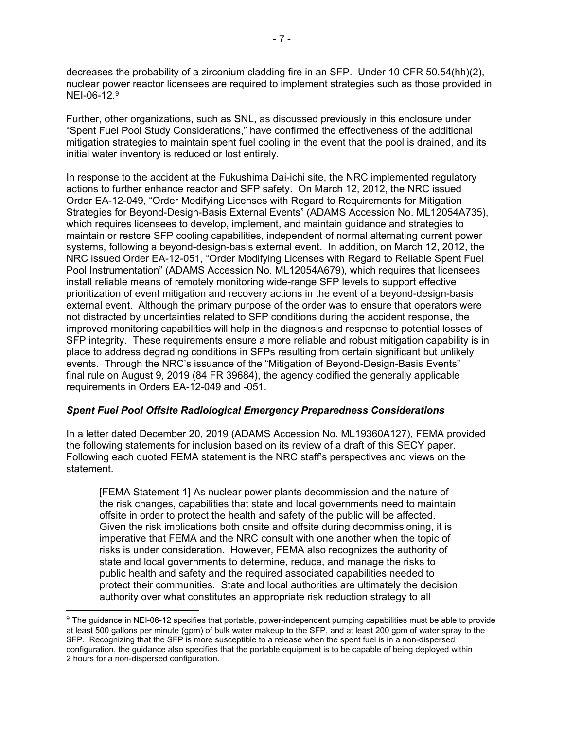decreases the probability of a zirconium cladding fire in an SFP. Under 10 CFR 50.54(hh)(2), nuclear power reactor licensees are required to implement strategies such as those provided in NEI-06-12.[9]

Further, other organizations, such as SNL, as discussed previously in this enclosure under "Spent Fuel Pool Study Considerations," have confirmed the effectiveness of the additional mitigation strategies to maintain spent fuel cooling in the event that the pool is drained, and its initial water inventory is reduced or lost entirely.

In response to the accident at the Fukushima Dai-ichi site, the NRC implemented regulatory actions to further enhance reactor and SFP safety. On March 12, 2012, the NRC issued Order EA-12-049, "Order Modifying Licenses with Regard to Requirements for Mitigation Strategies for Beyond-Design-Basis External Events" (ADAMS Accession No. ML12054A735), which requires licensees to develop, implement, and maintain guidance and strategies to maintain or restore SFP cooling capabilities, independent of normal alternating current power systems, following a beyond-design-basis external event. In addition, on March 12, 2012, the NRC issued Order EA-12-051, "Order Modifying Licenses with Regard to Reliable Spent Fuel Pool Instrumentation" (ADAMS Accession No. ML12054A679), which requires that licensees install reliable means of remotely monitoring wide-range SFP levels to support effective prioritization of event mitigation and recovery actions in the event of a beyond-design-basis external event. Although the primary purpose of the order was to ensure that operators were not distracted by uncertainties related to SFP conditions during the accident response, the improved monitoring capabilities will help in the diagnosis and response to potential losses of SFP integrity. These requirements ensure a more reliable and robust mitigation capability is in place to address degrading conditions in SFPs resulting from certain significant but unlikely events. Through the NRC's issuance of the "Mitigation of Beyond-Design-Basis Events" final rule on August 9, 2019 (84 FR 39684), the agency codified the generally applicable requirements in Orders EA-12-049 and -051.

***Spent Fuel Pool Offsite Radiological Emergency Preparedness Considerations***

In a letter dated December 20, 2019 (ADAMS Accession No. ML19360A127), FEMA provided the following statements for inclusion based on its review of a draft of this SECY paper. Following each quoted FEMA statement is the NRC staff's perspectives and views on the statement.

> [FEMA Statement 1] As nuclear power plants decommission and the nature of the risk changes, capabilities that state and local governments need to maintain offsite in order to protect the health and safety of the public will be affected. Given the risk implications both onsite and offsite during decommissioning, it is imperative that FEMA and the NRC consult with one another when the topic of risks is under consideration. However, FEMA also recognizes the authority of state and local governments to determine, reduce, and manage the risks to public health and safety and the required associated capabilities needed to protect their communities. State and local authorities are ultimately the decision authority over what constitutes an appropriate risk reduction strategy to all

[9] The guidance in NEI-06-12 specifies that portable, power-independent pumping capabilities must be able to provide at least 500 gallons per minute (gpm) of bulk water makeup to the SFP, and at least 200 gpm of water spray to the SFP. Recognizing that the SFP is more susceptible to a release when the spent fuel is in a non-dispersed configuration, the guidance also specifies that the portable equipment is to be capable of being deployed within 2 hours for a non-dispersed configuration.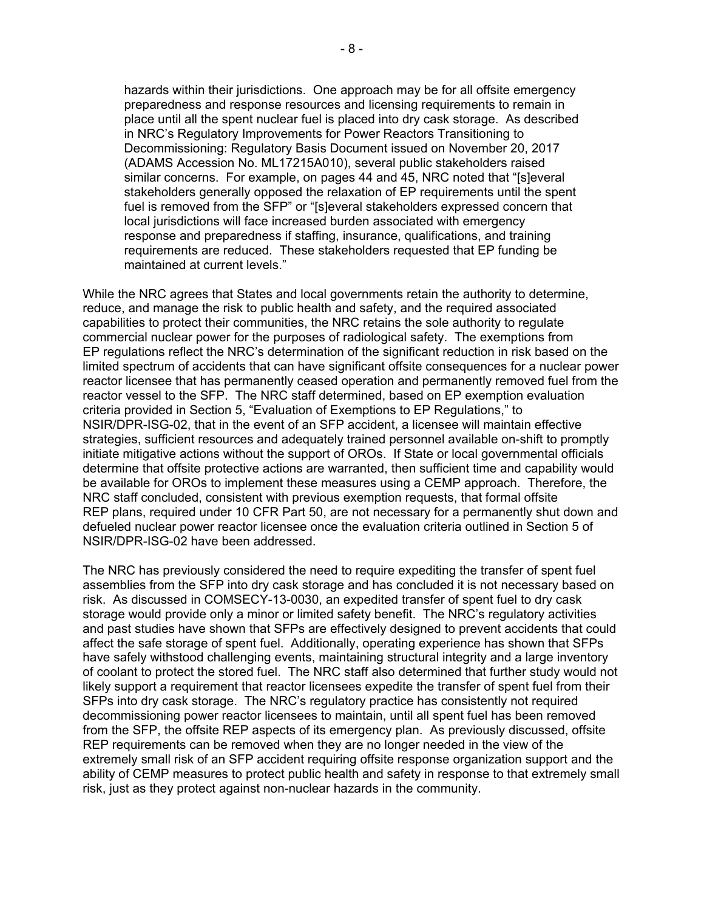> hazards within their jurisdictions. One approach may be for all offsite emergency preparedness and response resources and licensing requirements to remain in place until all the spent nuclear fuel is placed into dry cask storage. As described in NRC's Regulatory Improvements for Power Reactors Transitioning to Decommissioning: Regulatory Basis Document issued on November 20, 2017 (ADAMS Accession No. ML17215A010), several public stakeholders raised similar concerns. For example, on pages 44 and 45, NRC noted that "[s]everal stakeholders generally opposed the relaxation of EP requirements until the spent fuel is removed from the SFP" or "[s]everal stakeholders expressed concern that local jurisdictions will face increased burden associated with emergency response and preparedness if staffing, insurance, qualifications, and training requirements are reduced. These stakeholders requested that EP funding be maintained at current levels."

While the NRC agrees that States and local governments retain the authority to determine, reduce, and manage the risk to public health and safety, and the required associated capabilities to protect their communities, the NRC retains the sole authority to regulate commercial nuclear power for the purposes of radiological safety. The exemptions from EP regulations reflect the NRC's determination of the significant reduction in risk based on the limited spectrum of accidents that can have significant offsite consequences for a nuclear power reactor licensee that has permanently ceased operation and permanently removed fuel from the reactor vessel to the SFP. The NRC staff determined, based on EP exemption evaluation criteria provided in Section 5, "Evaluation of Exemptions to EP Regulations," to NSIR/DPR-ISG-02, that in the event of an SFP accident, a licensee will maintain effective strategies, sufficient resources and adequately trained personnel available on-shift to promptly initiate mitigative actions without the support of OROs. If State or local governmental officials determine that offsite protective actions are warranted, then sufficient time and capability would be available for OROs to implement these measures using a CEMP approach. Therefore, the NRC staff concluded, consistent with previous exemption requests, that formal offsite REP plans, required under 10 CFR Part 50, are not necessary for a permanently shut down and defueled nuclear power reactor licensee once the evaluation criteria outlined in Section 5 of NSIR/DPR-ISG-02 have been addressed.

The NRC has previously considered the need to require expediting the transfer of spent fuel assemblies from the SFP into dry cask storage and has concluded it is not necessary based on risk. As discussed in COMSECY-13-0030, an expedited transfer of spent fuel to dry cask storage would provide only a minor or limited safety benefit. The NRC's regulatory activities and past studies have shown that SFPs are effectively designed to prevent accidents that could affect the safe storage of spent fuel. Additionally, operating experience has shown that SFPs have safely withstood challenging events, maintaining structural integrity and a large inventory of coolant to protect the stored fuel. The NRC staff also determined that further study would not likely support a requirement that reactor licensees expedite the transfer of spent fuel from their SFPs into dry cask storage. The NRC's regulatory practice has consistently not required decommissioning power reactor licensees to maintain, until all spent fuel has been removed from the SFP, the offsite REP aspects of its emergency plan. As previously discussed, offsite REP requirements can be removed when they are no longer needed in the view of the extremely small risk of an SFP accident requiring offsite response organization support and the ability of CEMP measures to protect public health and safety in response to that extremely small risk, just as they protect against non-nuclear hazards in the community.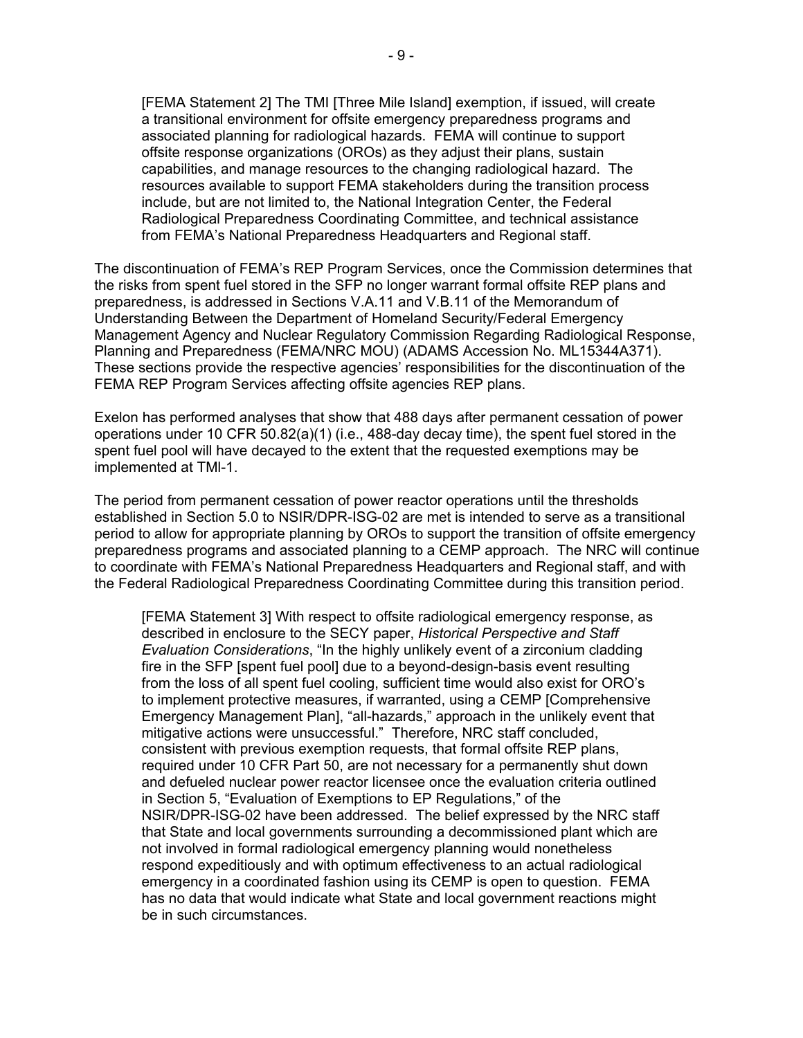> [FEMA Statement 2] The TMI [Three Mile Island] exemption, if issued, will create a transitional environment for offsite emergency preparedness programs and associated planning for radiological hazards. FEMA will continue to support offsite response organizations (OROs) as they adjust their plans, sustain capabilities, and manage resources to the changing radiological hazard. The resources available to support FEMA stakeholders during the transition process include, but are not limited to, the National Integration Center, the Federal Radiological Preparedness Coordinating Committee, and technical assistance from FEMA's National Preparedness Headquarters and Regional staff.

The discontinuation of FEMA's REP Program Services, once the Commission determines that the risks from spent fuel stored in the SFP no longer warrant formal offsite REP plans and preparedness, is addressed in Sections V.A.11 and V.B.11 of the Memorandum of Understanding Between the Department of Homeland Security/Federal Emergency Management Agency and Nuclear Regulatory Commission Regarding Radiological Response, Planning and Preparedness (FEMA/NRC MOU) (ADAMS Accession No. ML15344A371). These sections provide the respective agencies' responsibilities for the discontinuation of the FEMA REP Program Services affecting offsite agencies REP plans.

Exelon has performed analyses that show that 488 days after permanent cessation of power operations under 10 CFR 50.82(a)(1) (i.e., 488-day decay time), the spent fuel stored in the spent fuel pool will have decayed to the extent that the requested exemptions may be implemented at TMI-1.

The period from permanent cessation of power reactor operations until the thresholds established in Section 5.0 to NSIR/DPR-ISG-02 are met is intended to serve as a transitional period to allow for appropriate planning by OROs to support the transition of offsite emergency preparedness programs and associated planning to a CEMP approach. The NRC will continue to coordinate with FEMA's National Preparedness Headquarters and Regional staff, and with the Federal Radiological Preparedness Coordinating Committee during this transition period.

> [FEMA Statement 3] With respect to offsite radiological emergency response, as described in enclosure to the SECY paper, *Historical Perspective and Staff Evaluation Considerations*, "In the highly unlikely event of a zirconium cladding fire in the SFP [spent fuel pool] due to a beyond-design-basis event resulting from the loss of all spent fuel cooling, sufficient time would also exist for ORO's to implement protective measures, if warranted, using a CEMP [Comprehensive Emergency Management Plan], "all-hazards," approach in the unlikely event that mitigative actions were unsuccessful." Therefore, NRC staff concluded, consistent with previous exemption requests, that formal offsite REP plans, required under 10 CFR Part 50, are not necessary for a permanently shut down and defueled nuclear power reactor licensee once the evaluation criteria outlined in Section 5, "Evaluation of Exemptions to EP Regulations," of the NSIR/DPR-ISG-02 have been addressed. The belief expressed by the NRC staff that State and local governments surrounding a decommissioned plant which are not involved in formal radiological emergency planning would nonetheless respond expeditiously and with optimum effectiveness to an actual radiological emergency in a coordinated fashion using its CEMP is open to question. FEMA has no data that would indicate what State and local government reactions might be in such circumstances.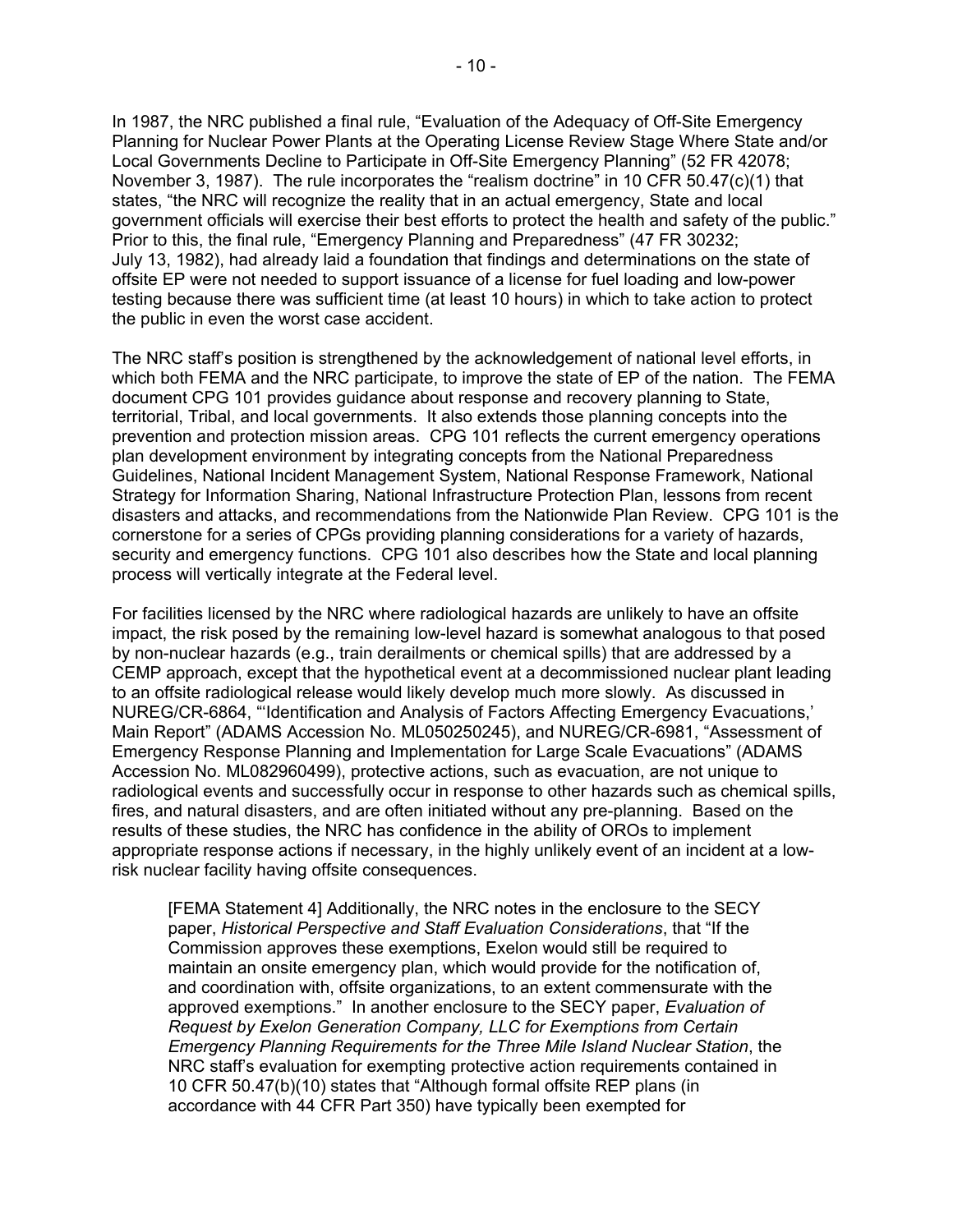In 1987, the NRC published a final rule, "Evaluation of the Adequacy of Off-Site Emergency Planning for Nuclear Power Plants at the Operating License Review Stage Where State and/or Local Governments Decline to Participate in Off-Site Emergency Planning" (52 FR 42078; November 3, 1987). The rule incorporates the "realism doctrine" in 10 CFR 50.47(c)(1) that states, "the NRC will recognize the reality that in an actual emergency, State and local government officials will exercise their best efforts to protect the health and safety of the public." Prior to this, the final rule, "Emergency Planning and Preparedness" (47 FR 30232; July 13, 1982), had already laid a foundation that findings and determinations on the state of offsite EP were not needed to support issuance of a license for fuel loading and low-power testing because there was sufficient time (at least 10 hours) in which to take action to protect the public in even the worst case accident.

The NRC staff's position is strengthened by the acknowledgement of national level efforts, in which both FEMA and the NRC participate, to improve the state of EP of the nation. The FEMA document CPG 101 provides guidance about response and recovery planning to State, territorial, Tribal, and local governments. It also extends those planning concepts into the prevention and protection mission areas. CPG 101 reflects the current emergency operations plan development environment by integrating concepts from the National Preparedness Guidelines, National Incident Management System, National Response Framework, National Strategy for Information Sharing, National Infrastructure Protection Plan, lessons from recent disasters and attacks, and recommendations from the Nationwide Plan Review. CPG 101 is the cornerstone for a series of CPGs providing planning considerations for a variety of hazards, security and emergency functions. CPG 101 also describes how the State and local planning process will vertically integrate at the Federal level.

For facilities licensed by the NRC where radiological hazards are unlikely to have an offsite impact, the risk posed by the remaining low-level hazard is somewhat analogous to that posed by non-nuclear hazards (e.g., train derailments or chemical spills) that are addressed by a CEMP approach, except that the hypothetical event at a decommissioned nuclear plant leading to an offsite radiological release would likely develop much more slowly. As discussed in NUREG/CR-6864, "'Identification and Analysis of Factors Affecting Emergency Evacuations,' Main Report" (ADAMS Accession No. ML050250245), and NUREG/CR-6981, "Assessment of Emergency Response Planning and Implementation for Large Scale Evacuations" (ADAMS Accession No. ML082960499), protective actions, such as evacuation, are not unique to radiological events and successfully occur in response to other hazards such as chemical spills, fires, and natural disasters, and are often initiated without any pre-planning. Based on the results of these studies, the NRC has confidence in the ability of OROs to implement appropriate response actions if necessary, in the highly unlikely event of an incident at a low-risk nuclear facility having offsite consequences.

> [FEMA Statement 4] Additionally, the NRC notes in the enclosure to the SECY paper, *Historical Perspective and Staff Evaluation Considerations*, that "If the Commission approves these exemptions, Exelon would still be required to maintain an onsite emergency plan, which would provide for the notification of, and coordination with, offsite organizations, to an extent commensurate with the approved exemptions." In another enclosure to the SECY paper, *Evaluation of Request by Exelon Generation Company, LLC for Exemptions from Certain Emergency Planning Requirements for the Three Mile Island Nuclear Station*, the NRC staff's evaluation for exempting protective action requirements contained in 10 CFR 50.47(b)(10) states that "Although formal offsite REP plans (in accordance with 44 CFR Part 350) have typically been exempted for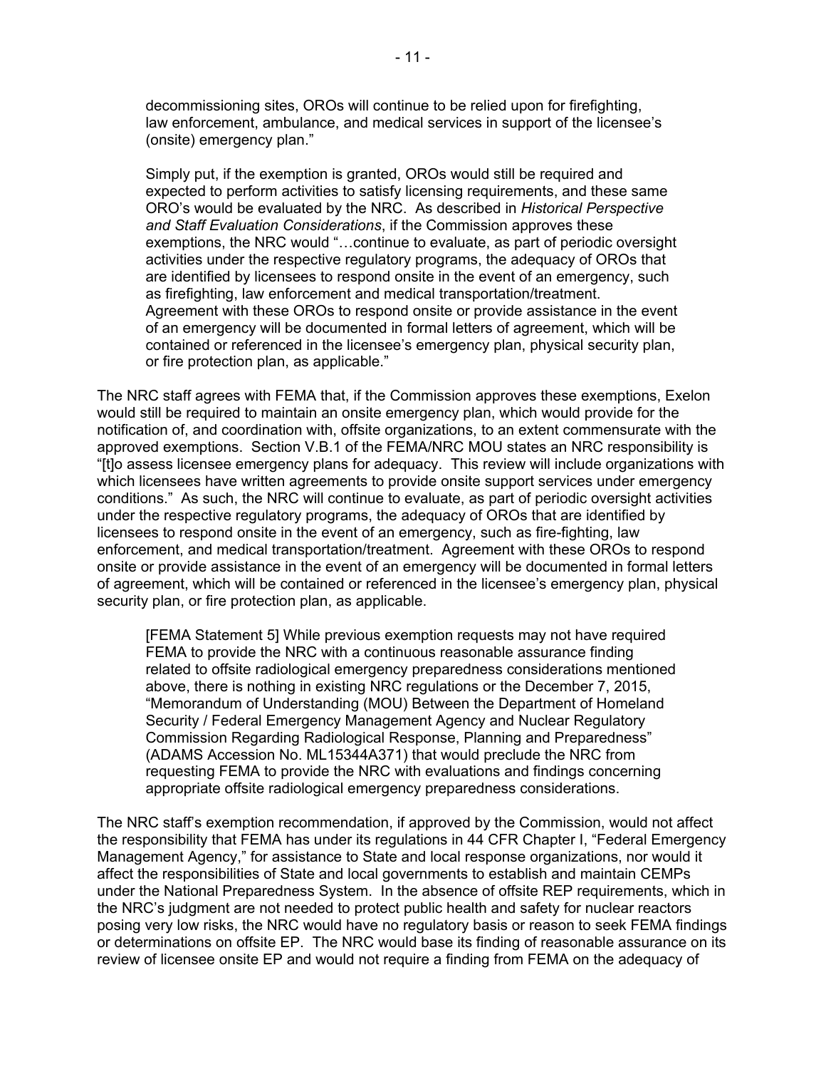> decommissioning sites, OROs will continue to be relied upon for firefighting, law enforcement, ambulance, and medical services in support of the licensee's (onsite) emergency plan."
>
> Simply put, if the exemption is granted, OROs would still be required and expected to perform activities to satisfy licensing requirements, and these same ORO's would be evaluated by the NRC. As described in *Historical Perspective and Staff Evaluation Considerations*, if the Commission approves these exemptions, the NRC would "…continue to evaluate, as part of periodic oversight activities under the respective regulatory programs, the adequacy of OROs that are identified by licensees to respond onsite in the event of an emergency, such as firefighting, law enforcement and medical transportation/treatment. Agreement with these OROs to respond onsite or provide assistance in the event of an emergency will be documented in formal letters of agreement, which will be contained or referenced in the licensee's emergency plan, physical security plan, or fire protection plan, as applicable."

The NRC staff agrees with FEMA that, if the Commission approves these exemptions, Exelon would still be required to maintain an onsite emergency plan, which would provide for the notification of, and coordination with, offsite organizations, to an extent commensurate with the approved exemptions. Section V.B.1 of the FEMA/NRC MOU states an NRC responsibility is "[t]o assess licensee emergency plans for adequacy. This review will include organizations with which licensees have written agreements to provide onsite support services under emergency conditions." As such, the NRC will continue to evaluate, as part of periodic oversight activities under the respective regulatory programs, the adequacy of OROs that are identified by licensees to respond onsite in the event of an emergency, such as fire-fighting, law enforcement, and medical transportation/treatment. Agreement with these OROs to respond onsite or provide assistance in the event of an emergency will be documented in formal letters of agreement, which will be contained or referenced in the licensee's emergency plan, physical security plan, or fire protection plan, as applicable.

> [FEMA Statement 5] While previous exemption requests may not have required FEMA to provide the NRC with a continuous reasonable assurance finding related to offsite radiological emergency preparedness considerations mentioned above, there is nothing in existing NRC regulations or the December 7, 2015, "Memorandum of Understanding (MOU) Between the Department of Homeland Security / Federal Emergency Management Agency and Nuclear Regulatory Commission Regarding Radiological Response, Planning and Preparedness" (ADAMS Accession No. ML15344A371) that would preclude the NRC from requesting FEMA to provide the NRC with evaluations and findings concerning appropriate offsite radiological emergency preparedness considerations.

The NRC staff's exemption recommendation, if approved by the Commission, would not affect the responsibility that FEMA has under its regulations in 44 CFR Chapter I, "Federal Emergency Management Agency," for assistance to State and local response organizations, nor would it affect the responsibilities of State and local governments to establish and maintain CEMPs under the National Preparedness System. In the absence of offsite REP requirements, which in the NRC's judgment are not needed to protect public health and safety for nuclear reactors posing very low risks, the NRC would have no regulatory basis or reason to seek FEMA findings or determinations on offsite EP. The NRC would base its finding of reasonable assurance on its review of licensee onsite EP and would not require a finding from FEMA on the adequacy of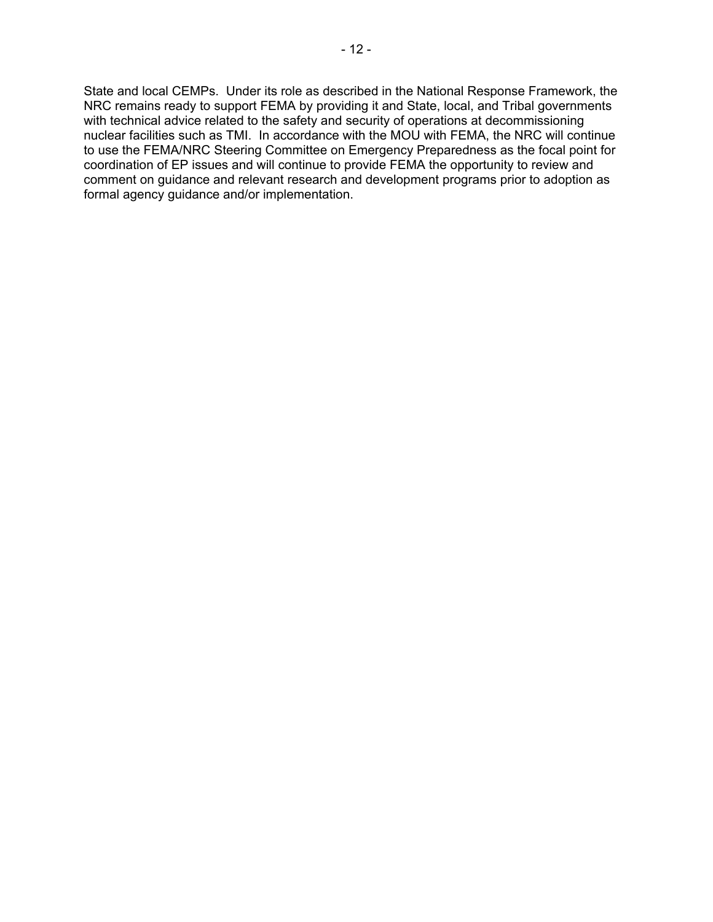State and local CEMPs. Under its role as described in the National Response Framework, the NRC remains ready to support FEMA by providing it and State, local, and Tribal governments with technical advice related to the safety and security of operations at decommissioning nuclear facilities such as TMI. In accordance with the MOU with FEMA, the NRC will continue to use the FEMA/NRC Steering Committee on Emergency Preparedness as the focal point for coordination of EP issues and will continue to provide FEMA the opportunity to review and comment on guidance and relevant research and development programs prior to adoption as formal agency guidance and/or implementation.